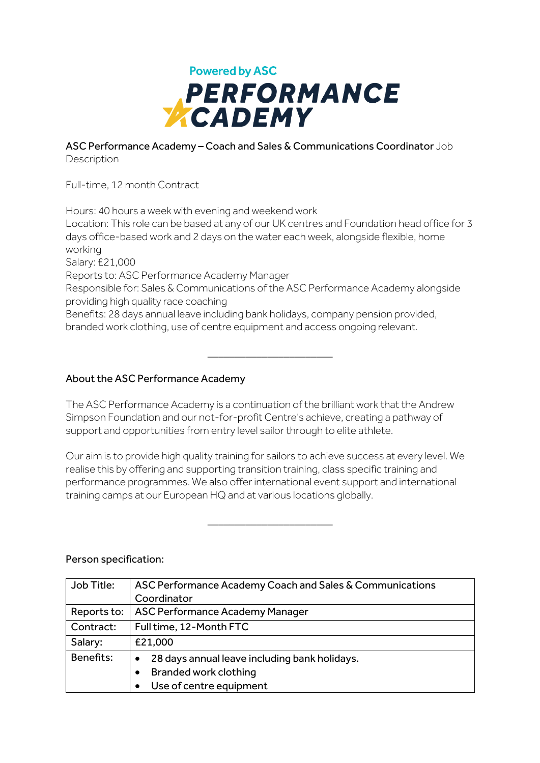Powered by ASC

# PERFORMANCE ACADEMY

ASC Performance Academy – Coach and Sales & Communications Coordinator Job Description

Full-time, 12 month Contract

Hours: 40 hours a week with evening and weekend work
Location: This role can be based at any of our UK centres and Foundation head office for 3 days office-based work and 2 days on the water each week, alongside flexible, home working
Salary: £21,000
Reports to: ASC Performance Academy Manager
Responsible for: Sales & Communications of the ASC Performance Academy alongside providing high quality race coaching
Benefits: 28 days annual leave including bank holidays, company pension provided, branded work clothing, use of centre equipment and access ongoing relevant.

---

## About the ASC Performance Academy

The ASC Performance Academy is a continuation of the brilliant work that the Andrew Simpson Foundation and our not-for-profit Centre's achieve, creating a pathway of support and opportunities from entry level sailor through to elite athlete.

Our aim is to provide high quality training for sailors to achieve success at every level. We realise this by offering and supporting transition training, class specific training and performance programmes. We also offer international event support and international training camps at our European HQ and at various locations globally.

---

## Person specification:

| Job Title: | ASC Performance Academy Coach and Sales & Communications Coordinator |
|---|---|
| Reports to: | ASC Performance Academy Manager |
| Contract: | Full time, 12-Month FTC |
| Salary: | £21,000 |
| Benefits: | • 28 days annual leave including bank holidays.<br>• Branded work clothing<br>• Use of centre equipment |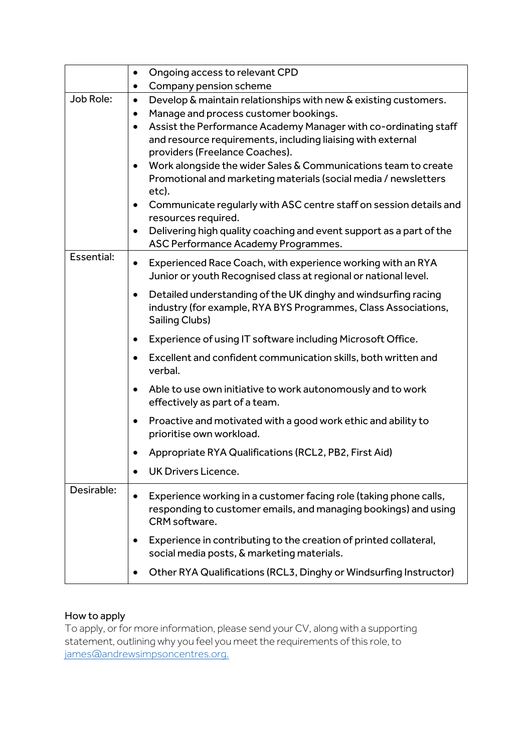| | |
|---|---|
| | • Ongoing access to relevant CPD<br>• Company pension scheme |
| Job Role: | • Develop & maintain relationships with new & existing customers.<br>• Manage and process customer bookings.<br>• Assist the Performance Academy Manager with co-ordinating staff and resource requirements, including liaising with external providers (Freelance Coaches).<br>• Work alongside the wider Sales & Communications team to create Promotional and marketing materials (social media / newsletters etc).<br>• Communicate regularly with ASC centre staff on session details and resources required.<br>• Delivering high quality coaching and event support as a part of the ASC Performance Academy Programmes. |
| Essential: | • Experienced Race Coach, with experience working with an RYA Junior or youth Recognised class at regional or national level.<br>• Detailed understanding of the UK dinghy and windsurfing racing industry (for example, RYA BYS Programmes, Class Associations, Sailing Clubs)<br>• Experience of using IT software including Microsoft Office.<br>• Excellent and confident communication skills, both written and verbal.<br>• Able to use own initiative to work autonomously and to work effectively as part of a team.<br>• Proactive and motivated with a good work ethic and ability to prioritise own workload.<br>• Appropriate RYA Qualifications (RCL2, PB2, First Aid)<br>• UK Drivers Licence. |
| Desirable: | • Experience working in a customer facing role (taking phone calls, responding to customer emails, and managing bookings) and using CRM software.<br>• Experience in contributing to the creation of printed collateral, social media posts, & marketing materials.<br>• Other RYA Qualifications (RCL3, Dinghy or Windsurfing Instructor) |

## How to apply

To apply, or for more information, please send your CV, along with a supporting statement, outlining why you feel you meet the requirements of this role, to james@andrewsimpsoncentres.org.